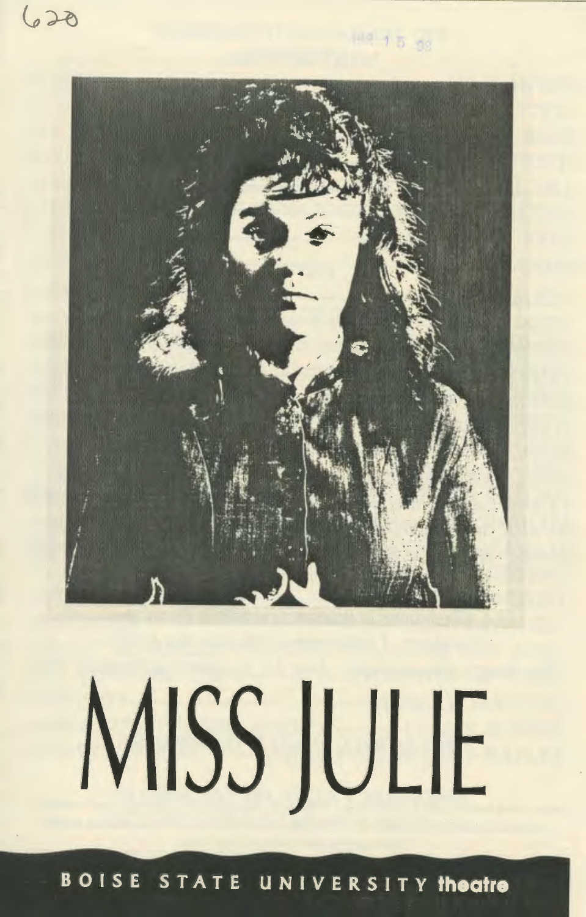620

# MISS JULIE

BOISE STATE UNIVERSITY **theatre**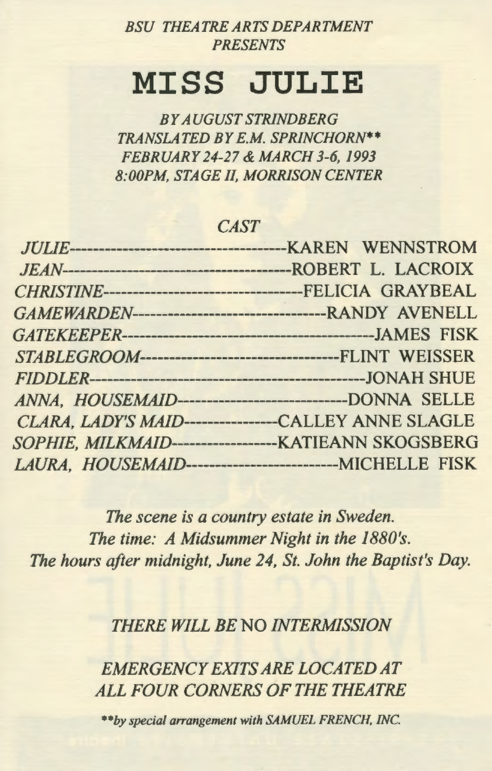*BSU THEATRE ARTS DEPARTMENT*
*PRESENTS*

# MISS JULIE

*BY AUGUST STRINDBERG*
*TRANSLATED BY E.M. SPRINCHORN***
*FEBRUARY 24-27 & MARCH 3-6, 1993*
*8:00PM, STAGE II, MORRISON CENTER*

## *CAST*

*JULIE*--------------------------------------KAREN WENNSTROM
*JEAN*----------------------------------------ROBERT L. LACROIX
*CHRISTINE*-----------------------------------FELICIA GRAYBEAL
*GAMEWARDEN*--------------------------------RANDY AVENELL
*GATEKEEPER*-----------------------------------------JAMES FISK
*STABLEGROOM*--------------------------------FLINT WEISSER
*FIDDLER*--------------------------------------------JONAH SHUE
*ANNA, HOUSEMAID*----------------------------DONNA SELLE
*CLARA, LADY'S MAID*----------------CALLEY ANNE SLAGLE
*SOPHIE, MILKMAID*-----------------KATIEANN SKOGSBERG
*LAURA, HOUSEMAID*-------------------------MICHELLE FISK

*The scene is a country estate in Sweden.*
*The time: A Midsummer Night in the 1880's.*
*The hours after midnight, June 24, St. John the Baptist's Day.*

*THERE WILL BE* NO *INTERMISSION*

*EMERGENCY EXITS ARE LOCATED AT ALL FOUR CORNERS OF THE THEATRE*

***by special arrangement with SAMUEL FRENCH, INC.*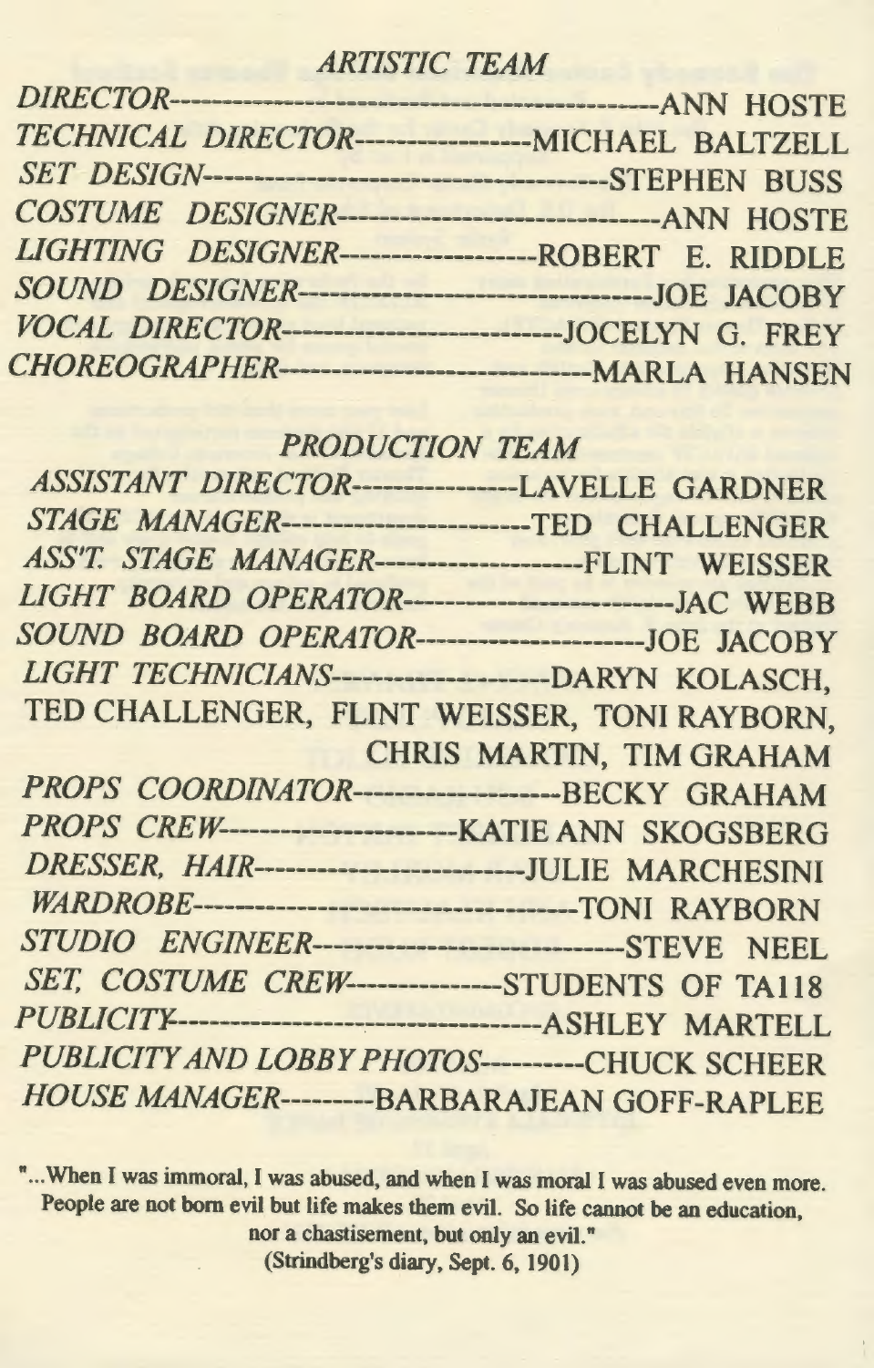## *ARTISTIC TEAM*

*DIRECTOR*----------------------------------------------ANN HOSTE
*TECHNICAL DIRECTOR*----------------MICHAEL BALTZELL
*SET DESIGN*-----------------------------------------STEPHEN BUSS
*COSTUME DESIGNER*------------------------------ANN HOSTE
*LIGHTING DESIGNER*-------------------ROBERT E. RIDDLE
*SOUND DESIGNER*-----------------------------------JOE JACOBY
*VOCAL DIRECTOR*--------------------------JOCELYN G. FREY
*CHOREOGRAPHER*-----------------------------MARLA HANSEN

## *PRODUCTION TEAM*

*ASSISTANT DIRECTOR*---------------LAVELLE GARDNER
*STAGE MANAGER*-----------------------TED CHALLENGER
*ASS'T. STAGE MANAGER*-------------------FLINT WEISSER
*LIGHT BOARD OPERATOR*--------------------------JAC WEBB
*SOUND BOARD OPERATOR*---------------------JOE JACOBY
*LIGHT TECHNICIANS*--------------------DARYN KOLASCH, TED CHALLENGER, FLINT WEISSER, TONI RAYBORN, CHRIS MARTIN, TIM GRAHAM
*PROPS COORDINATOR*-------------------BECKY GRAHAM
*PROPS CREW*---------------------KATIE ANN SKOGSBERG
*DRESSER, HAIR*--------------------------JULIE MARCHESINI
*WARDROBE*-------------------------------------TONI RAYBORN
*STUDIO ENGINEER*------------------------------STEVE NEEL
*SET, COSTUME CREW*--------------STUDENTS OF TA118
*PUBLICITY*------------------------------------ASHLEY MARTELL
*PUBLICITY AND LOBBY PHOTOS*----------CHUCK SCHEER
*HOUSE MANAGER*---------BARBARAJEAN GOFF-RAPLEE

**"...When I was immoral, I was abused, and when I was moral I was abused even more. People are not born evil but life makes them evil. So life cannot be an education, nor a chastisement, but only an evil."**
**(Strindberg's diary, Sept. 6, 1901)**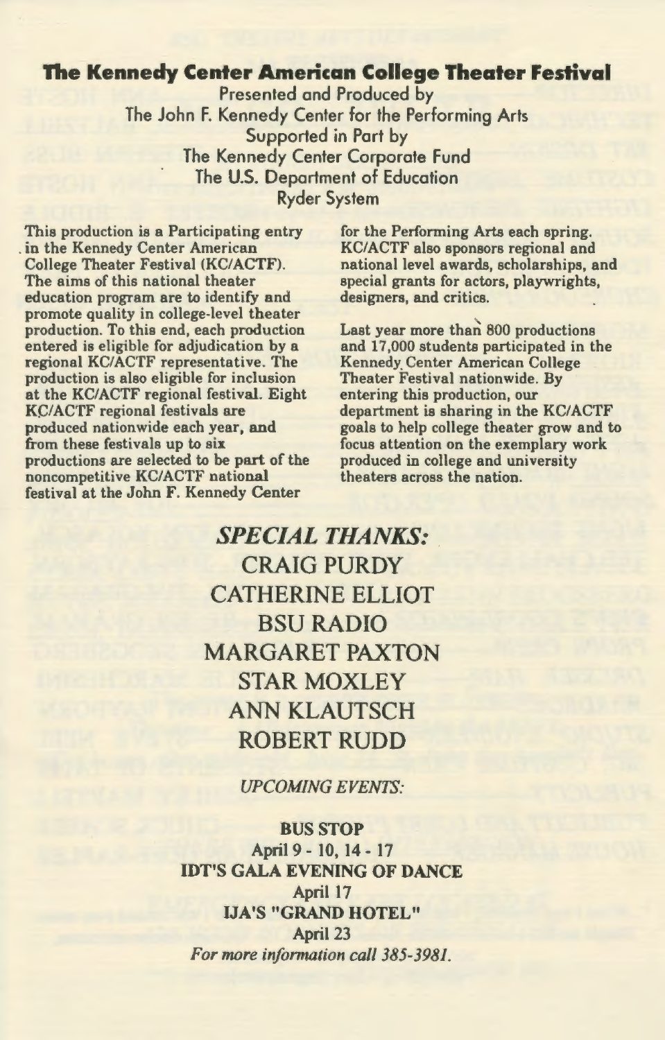## The Kennedy Center American College Theater Festival

Presented and Produced by
The John F. Kennedy Center for the Performing Arts
Supported in Part by
The Kennedy Center Corporate Fund
The U.S. Department of Education
Ryder System

This production is a Participating entry in the Kennedy Center American College Theater Festival (KC/ACTF). The aims of this national theater education program are to identify and promote quality in college-level theater production. To this end, each production entered is eligible for adjudication by a regional KC/ACTF representative. The production is also eligible for inclusion at the KC/ACTF regional festival. Eight KC/ACTF regional festivals are produced nationwide each year, and from these festivals up to six productions are selected to be part of the noncompetitive KC/ACTF national festival at the John F. Kennedy Center for the Performing Arts each spring. KC/ACTF also sponsors regional and national level awards, scholarships, and special grants for actors, playwrights, designers, and critics.

Last year more than 800 productions and 17,000 students participated in the Kennedy Center American College Theater Festival nationwide. By entering this production, our department is sharing in the KC/ACTF goals to help college theater grow and to focus attention on the exemplary work produced in college and university theaters across the nation.

## *SPECIAL THANKS:*

CRAIG PURDY
CATHERINE ELLIOT
BSU RADIO
MARGARET PAXTON
STAR MOXLEY
ANN KLAUTSCH
ROBERT RUDD

*UPCOMING EVENTS:*

**BUS STOP**
April 9 - 10, 14 - 17
**IDT'S GALA EVENING OF DANCE**
April 17
**IJA'S "GRAND HOTEL"**
April 23

*For more information call 385-3981.*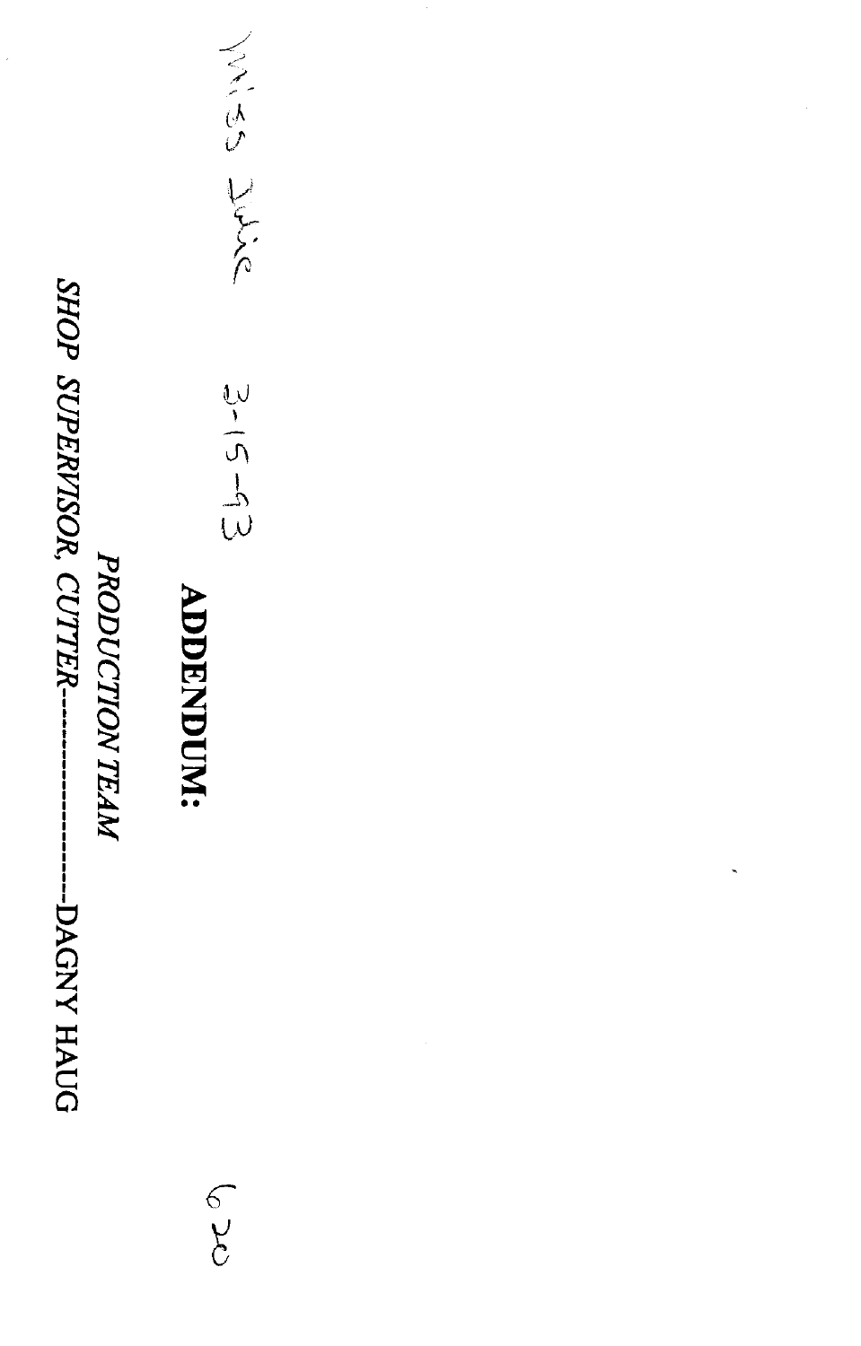Miss Julie 3-15-93

620

**ADDENDUM:**

*PRODUCTION TEAM*

*SHOP SUPERVISOR, CUTTER*-----------------DAGNY HAUG